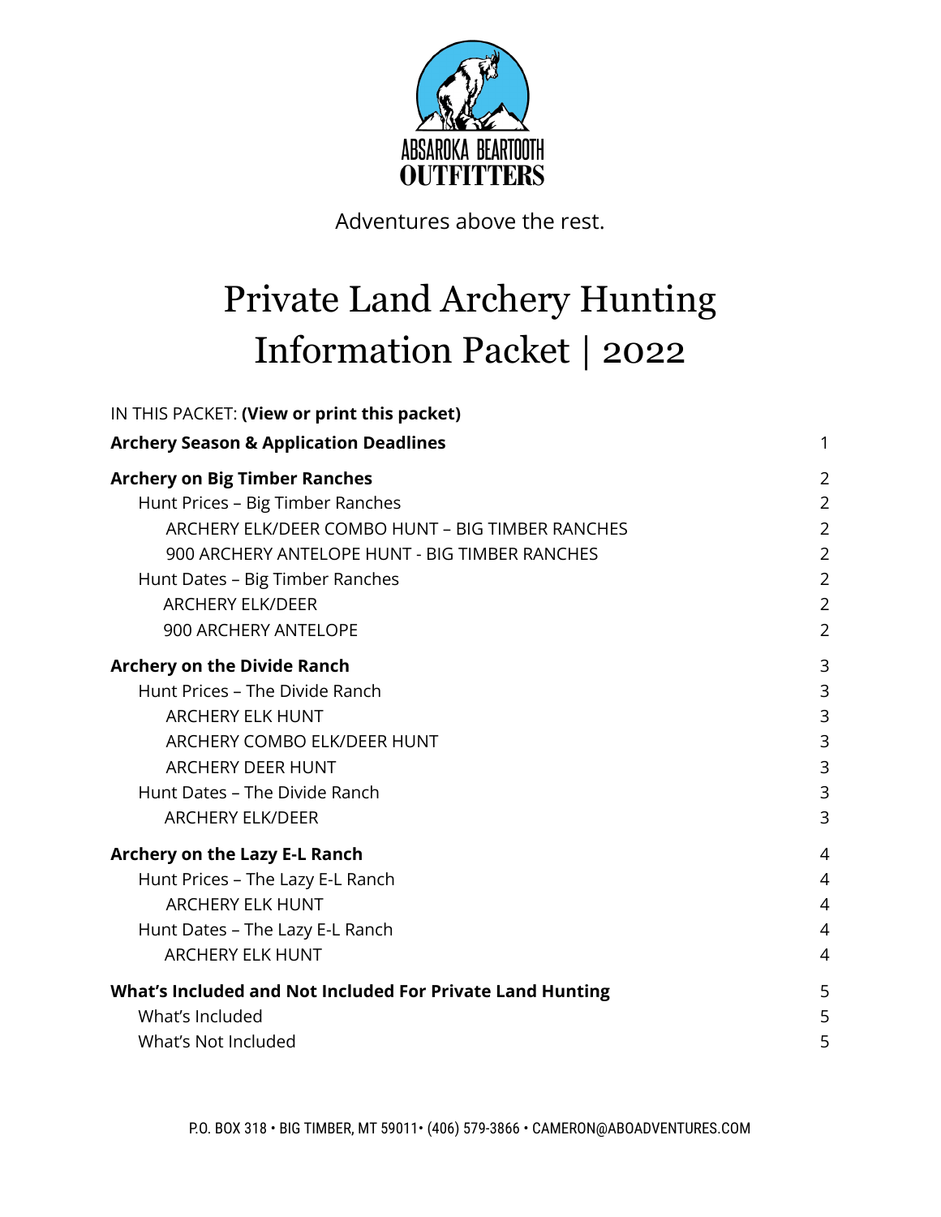ABSAROKA BEARTOOTH OUTFITTERS

Adventures above the rest.

# Private Land Archery Hunting Information Packet | 2022

IN THIS PACKET: **(View or print this packet)**

| | |
|---|---|
| **Archery Season & Application Deadlines** | 1 |
| **Archery on Big Timber Ranches** | 2 |
| Hunt Prices – Big Timber Ranches | 2 |
| ARCHERY ELK/DEER COMBO HUNT – BIG TIMBER RANCHES | 2 |
| 900 ARCHERY ANTELOPE HUNT - BIG TIMBER RANCHES | 2 |
| Hunt Dates – Big Timber Ranches | 2 |
| ARCHERY ELK/DEER | 2 |
| 900 ARCHERY ANTELOPE | 2 |
| **Archery on the Divide Ranch** | 3 |
| Hunt Prices – The Divide Ranch | 3 |
| ARCHERY ELK HUNT | 3 |
| ARCHERY COMBO ELK/DEER HUNT | 3 |
| ARCHERY DEER HUNT | 3 |
| Hunt Dates – The Divide Ranch | 3 |
| ARCHERY ELK/DEER | 3 |
| **Archery on the Lazy E-L Ranch** | 4 |
| Hunt Prices – The Lazy E-L Ranch | 4 |
| ARCHERY ELK HUNT | 4 |
| Hunt Dates – The Lazy E-L Ranch | 4 |
| ARCHERY ELK HUNT | 4 |
| **What's Included and Not Included For Private Land Hunting** | 5 |
| What's Included | 5 |
| What's Not Included | 5 |

P.O. BOX 318 • BIG TIMBER, MT 59011• (406) 579-3866 • CAMERON@ABOADVENTURES.COM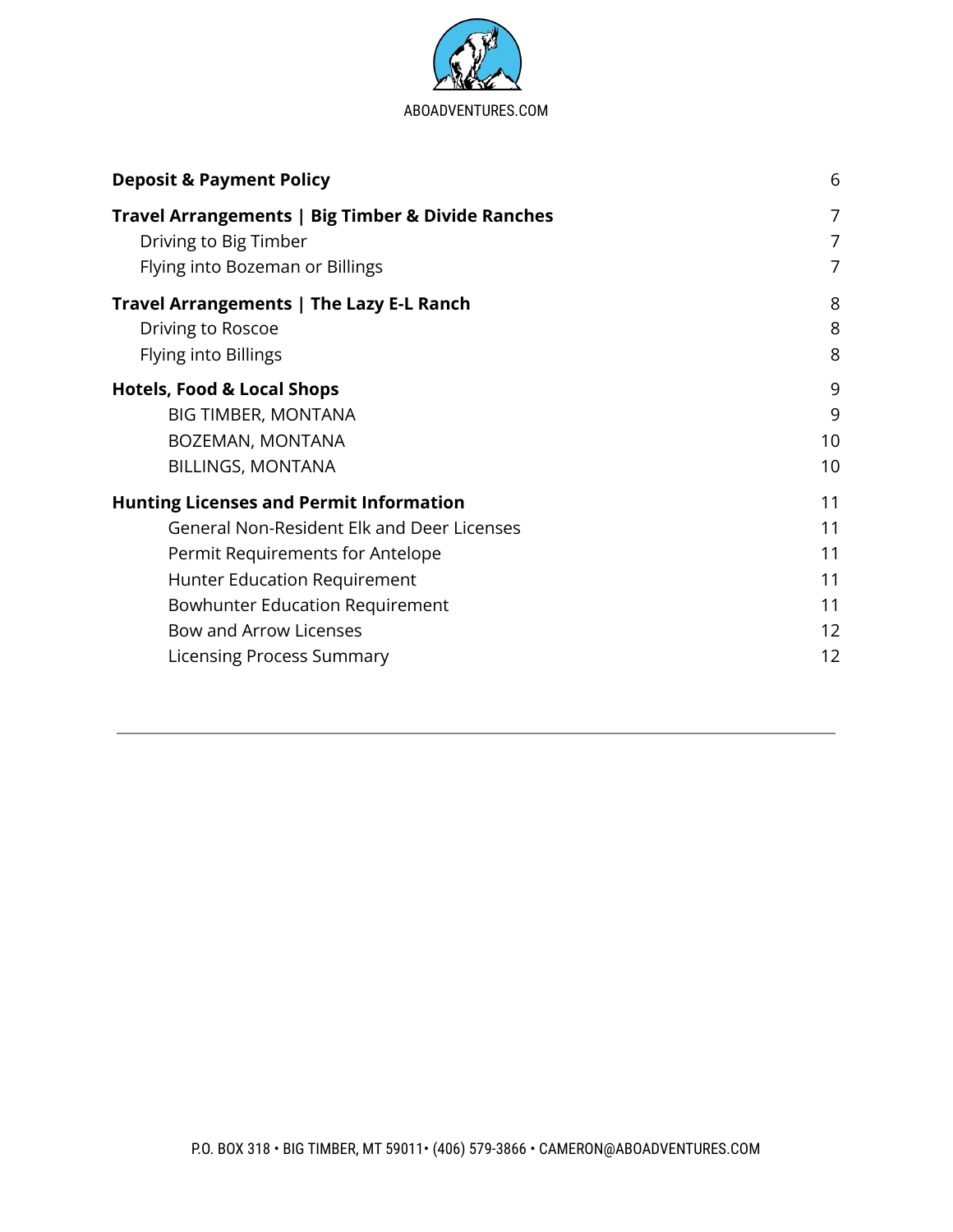| | |
|---|---|
| **Deposit & Payment Policy** | 6 |
| **Travel Arrangements \| Big Timber & Divide Ranches** | 7 |
| Driving to Big Timber | 7 |
| Flying into Bozeman or Billings | 7 |
| **Travel Arrangements \| The Lazy E-L Ranch** | 8 |
| Driving to Roscoe | 8 |
| Flying into Billings | 8 |
| **Hotels, Food & Local Shops** | 9 |
| BIG TIMBER, MONTANA | 9 |
| BOZEMAN, MONTANA | 10 |
| BILLINGS, MONTANA | 10 |
| **Hunting Licenses and Permit Information** | 11 |
| General Non-Resident Elk and Deer Licenses | 11 |
| Permit Requirements for Antelope | 11 |
| Hunter Education Requirement | 11 |
| Bowhunter Education Requirement | 11 |
| Bow and Arrow Licenses | 12 |
| Licensing Process Summary | 12 |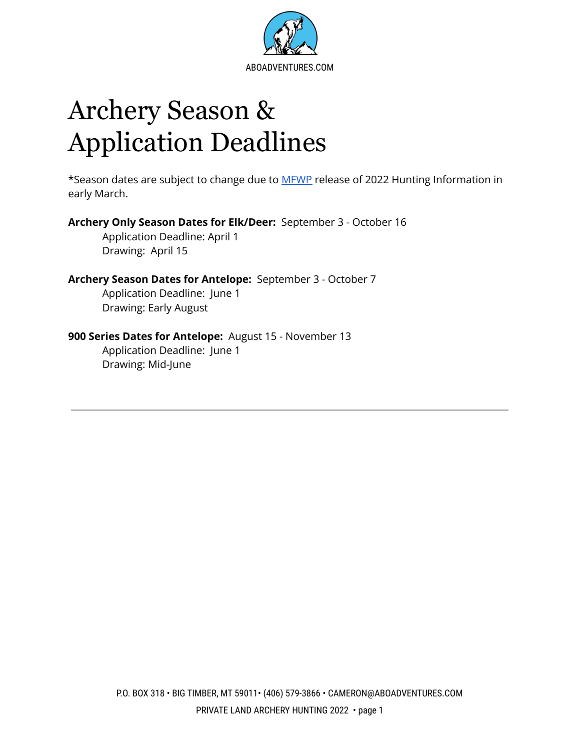# Archery Season & Application Deadlines

*Season dates are subject to change due to [MFWP](MFWP) release of 2022 Hunting Information in early March.

**Archery Only Season Dates for Elk/Deer:** September 3 - October 16
    Application Deadline: April 1
    Drawing: April 15

**Archery Season Dates for Antelope:** September 3 - October 7
    Application Deadline: June 1
    Drawing: Early August

**900 Series Dates for Antelope:** August 15 - November 13
    Application Deadline: June 1
    Drawing: Mid-June

---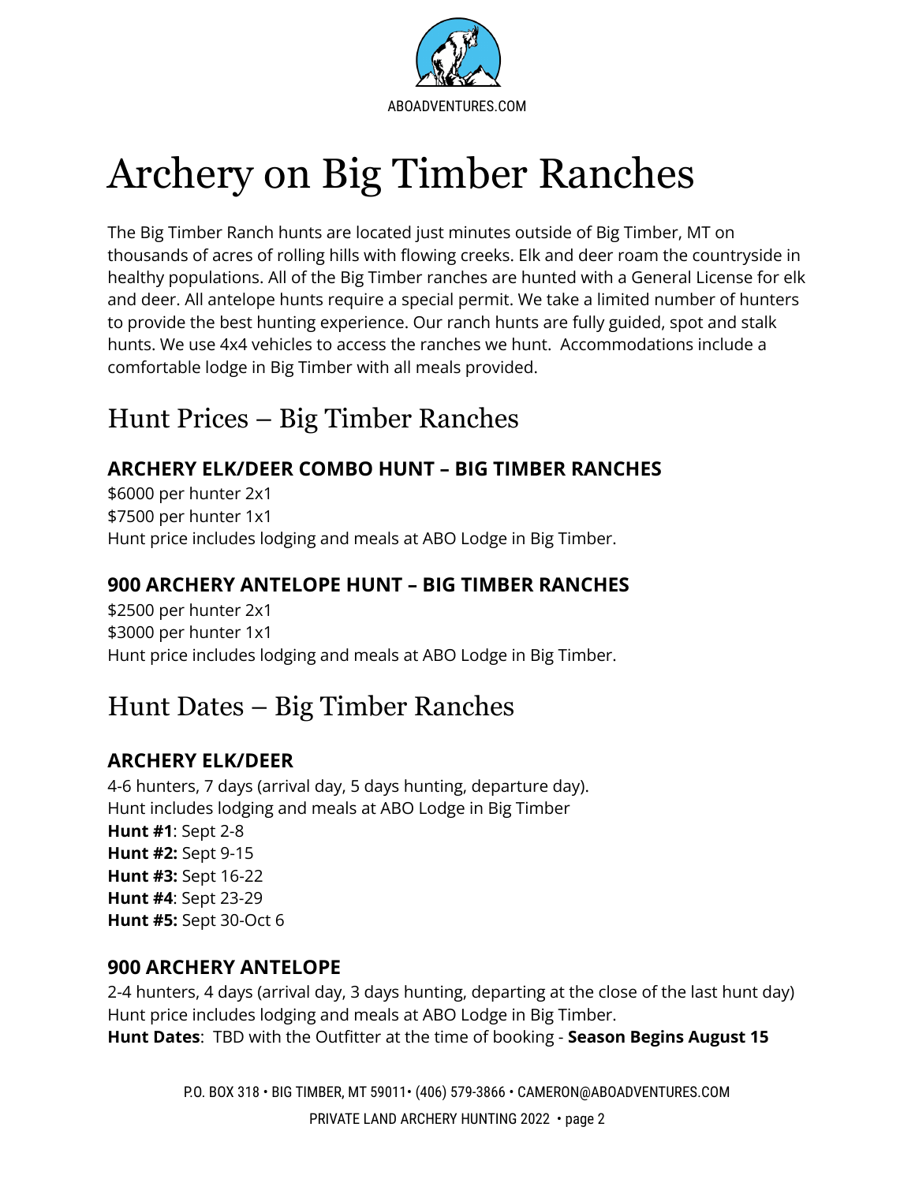# Archery on Big Timber Ranches

The Big Timber Ranch hunts are located just minutes outside of Big Timber, MT on thousands of acres of rolling hills with flowing creeks. Elk and deer roam the countryside in healthy populations. All of the Big Timber ranches are hunted with a General License for elk and deer. All antelope hunts require a special permit. We take a limited number of hunters to provide the best hunting experience. Our ranch hunts are fully guided, spot and stalk hunts. We use 4x4 vehicles to access the ranches we hunt. Accommodations include a comfortable lodge in Big Timber with all meals provided.

## Hunt Prices – Big Timber Ranches

### ARCHERY ELK/DEER COMBO HUNT – BIG TIMBER RANCHES

$6000 per hunter 2x1
$7500 per hunter 1x1
Hunt price includes lodging and meals at ABO Lodge in Big Timber.

### 900 ARCHERY ANTELOPE HUNT – BIG TIMBER RANCHES

$2500 per hunter 2x1
$3000 per hunter 1x1
Hunt price includes lodging and meals at ABO Lodge in Big Timber.

## Hunt Dates – Big Timber Ranches

### ARCHERY ELK/DEER

4-6 hunters, 7 days (arrival day, 5 days hunting, departure day).
Hunt includes lodging and meals at ABO Lodge in Big Timber
**Hunt #1**: Sept 2-8
**Hunt #2:** Sept 9-15
**Hunt #3:** Sept 16-22
**Hunt #4**: Sept 23-29
**Hunt #5:** Sept 30-Oct 6

### 900 ARCHERY ANTELOPE

2-4 hunters, 4 days (arrival day, 3 days hunting, departing at the close of the last hunt day)
Hunt price includes lodging and meals at ABO Lodge in Big Timber.
**Hunt Dates**: TBD with the Outfitter at the time of booking - **Season Begins August 15**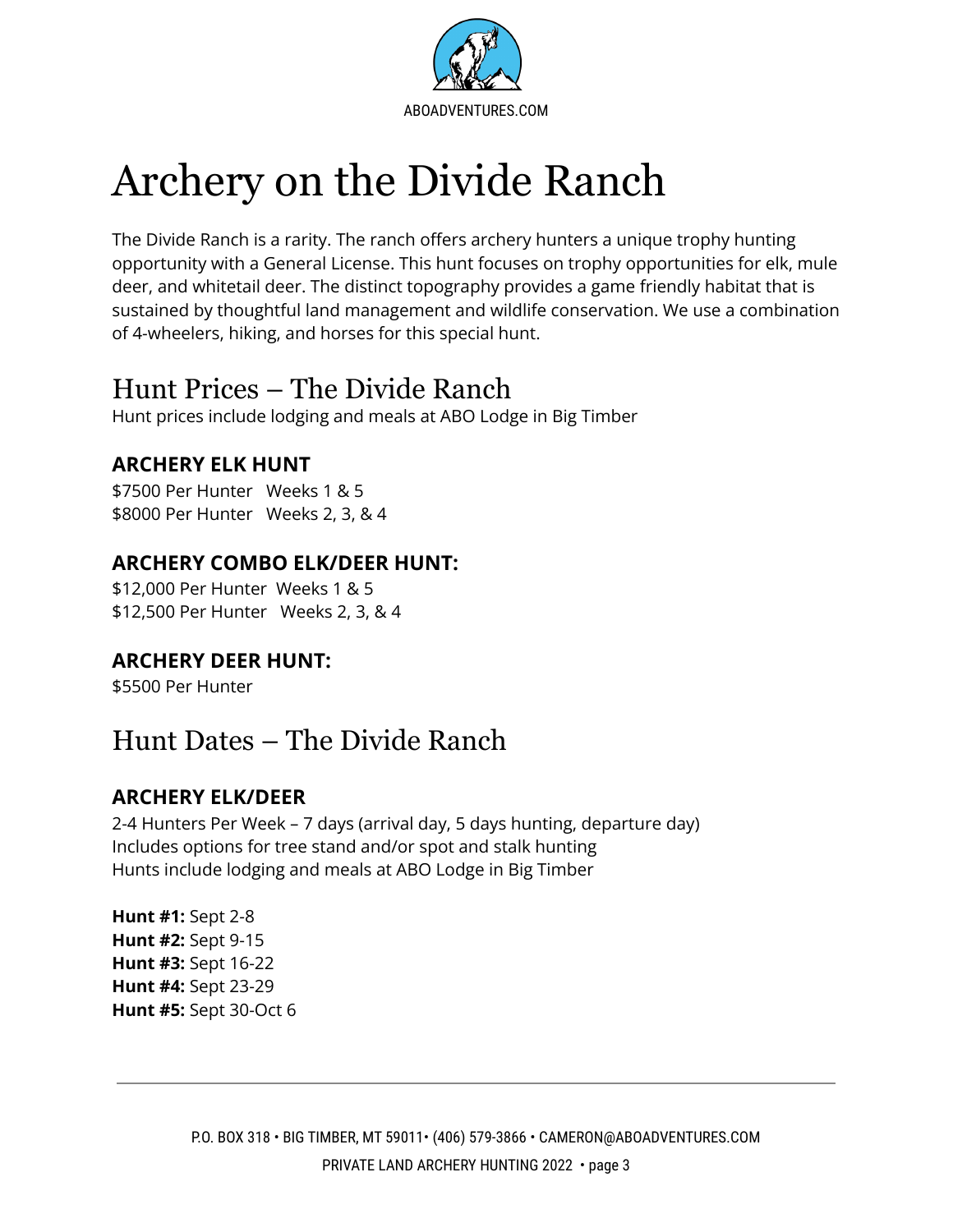# Archery on the Divide Ranch

The Divide Ranch is a rarity. The ranch offers archery hunters a unique trophy hunting opportunity with a General License. This hunt focuses on trophy opportunities for elk, mule deer, and whitetail deer. The distinct topography provides a game friendly habitat that is sustained by thoughtful land management and wildlife conservation. We use a combination of 4-wheelers, hiking, and horses for this special hunt.

## Hunt Prices – The Divide Ranch

Hunt prices include lodging and meals at ABO Lodge in Big Timber

### ARCHERY ELK HUNT

$7500 Per Hunter   Weeks 1 & 5
$8000 Per Hunter   Weeks 2, 3, & 4

### ARCHERY COMBO ELK/DEER HUNT:

$12,000 Per Hunter  Weeks 1 & 5
$12,500 Per Hunter   Weeks 2, 3, & 4

### ARCHERY DEER HUNT:

$5500 Per Hunter

## Hunt Dates – The Divide Ranch

### ARCHERY ELK/DEER

2-4 Hunters Per Week – 7 days (arrival day, 5 days hunting, departure day)
Includes options for tree stand and/or spot and stalk hunting
Hunts include lodging and meals at ABO Lodge in Big Timber

**Hunt #1:** Sept 2-8
**Hunt #2:** Sept 9-15
**Hunt #3:** Sept 16-22
**Hunt #4:** Sept 23-29
**Hunt #5:** Sept 30-Oct 6

P.O. BOX 318 • BIG TIMBER, MT 59011• (406) 579-3866 • CAMERON@ABOADVENTURES.COM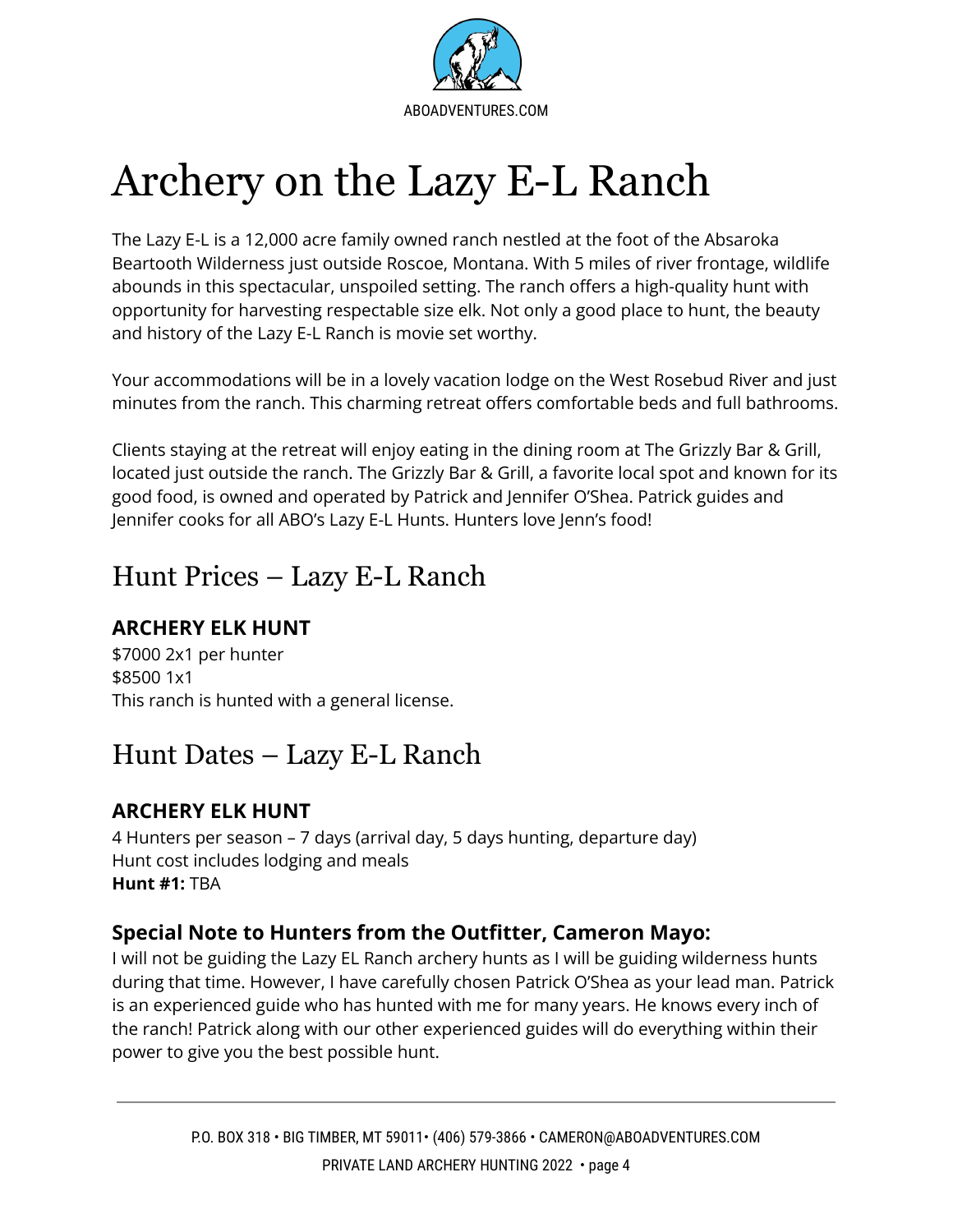# Archery on the Lazy E-L Ranch

The Lazy E-L is a 12,000 acre family owned ranch nestled at the foot of the Absaroka Beartooth Wilderness just outside Roscoe, Montana. With 5 miles of river frontage, wildlife abounds in this spectacular, unspoiled setting. The ranch offers a high-quality hunt with opportunity for harvesting respectable size elk. Not only a good place to hunt, the beauty and history of the Lazy E-L Ranch is movie set worthy.

Your accommodations will be in a lovely vacation lodge on the West Rosebud River and just minutes from the ranch. This charming retreat offers comfortable beds and full bathrooms.

Clients staying at the retreat will enjoy eating in the dining room at The Grizzly Bar & Grill, located just outside the ranch. The Grizzly Bar & Grill, a favorite local spot and known for its good food, is owned and operated by Patrick and Jennifer O'Shea. Patrick guides and Jennifer cooks for all ABO's Lazy E-L Hunts. Hunters love Jenn's food!

## Hunt Prices – Lazy E-L Ranch

**ARCHERY ELK HUNT**
$7000 2x1 per hunter
$8500 1x1
This ranch is hunted with a general license.

## Hunt Dates – Lazy E-L Ranch

**ARCHERY ELK HUNT**
4 Hunters per season – 7 days (arrival day, 5 days hunting, departure day)
Hunt cost includes lodging and meals
**Hunt #1:** TBA

### Special Note to Hunters from the Outfitter, Cameron Mayo:

I will not be guiding the Lazy EL Ranch archery hunts as I will be guiding wilderness hunts during that time. However, I have carefully chosen Patrick O'Shea as your lead man. Patrick is an experienced guide who has hunted with me for many years. He knows every inch of the ranch! Patrick along with our other experienced guides will do everything within their power to give you the best possible hunt.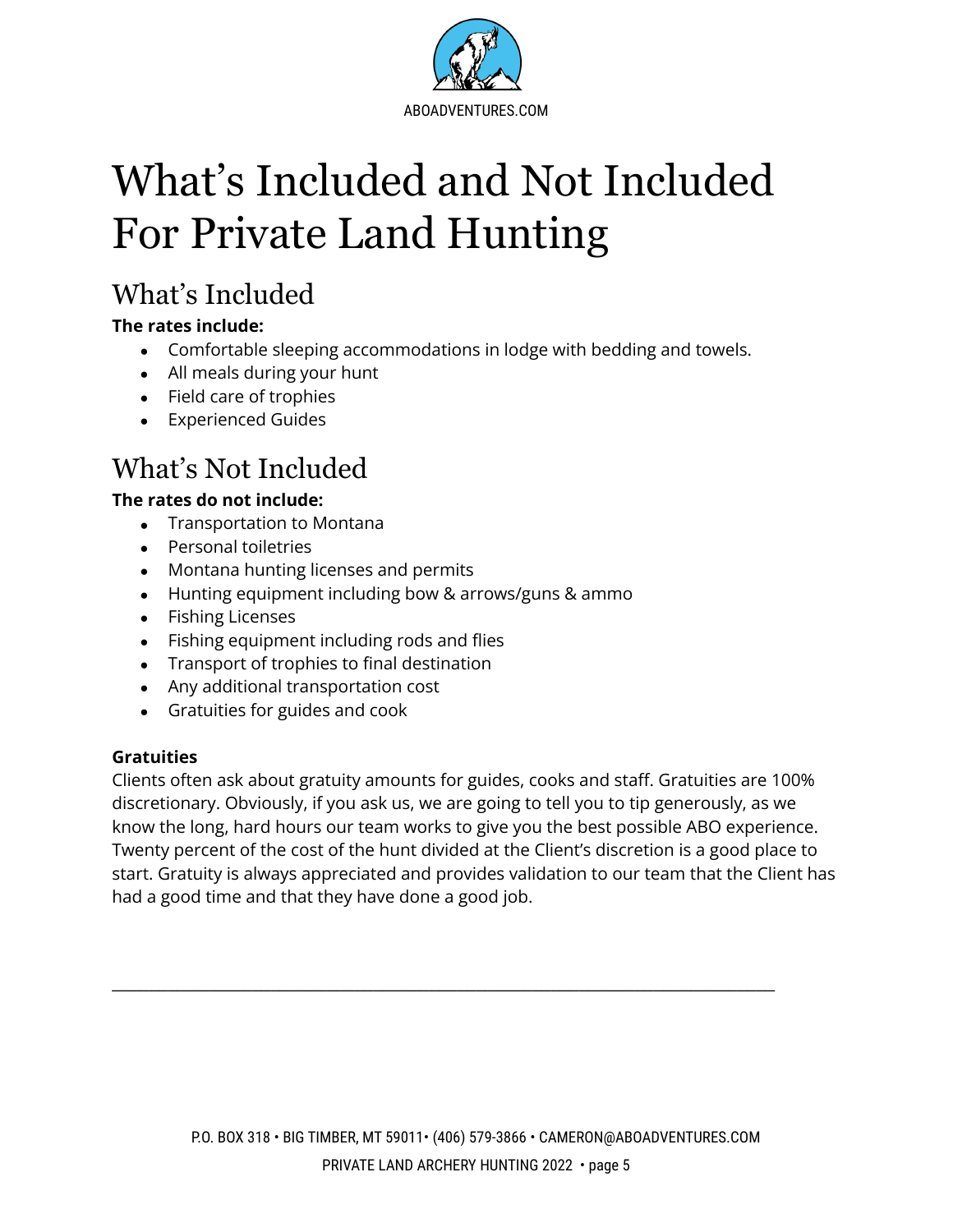# What's Included and Not Included For Private Land Hunting

## What's Included

**The rates include:**

- Comfortable sleeping accommodations in lodge with bedding and towels.
- All meals during your hunt
- Field care of trophies
- Experienced Guides

## What's Not Included

**The rates do not include:**

- Transportation to Montana
- Personal toiletries
- Montana hunting licenses and permits
- Hunting equipment including bow & arrows/guns & ammo
- Fishing Licenses
- Fishing equipment including rods and flies
- Transport of trophies to final destination
- Any additional transportation cost
- Gratuities for guides and cook

**Gratuities**

Clients often ask about gratuity amounts for guides, cooks and staff. Gratuities are 100% discretionary. Obviously, if you ask us, we are going to tell you to tip generously, as we know the long, hard hours our team works to give you the best possible ABO experience. Twenty percent of the cost of the hunt divided at the Client's discretion is a good place to start. Gratuity is always appreciated and provides validation to our team that the Client has had a good time and that they have done a good job.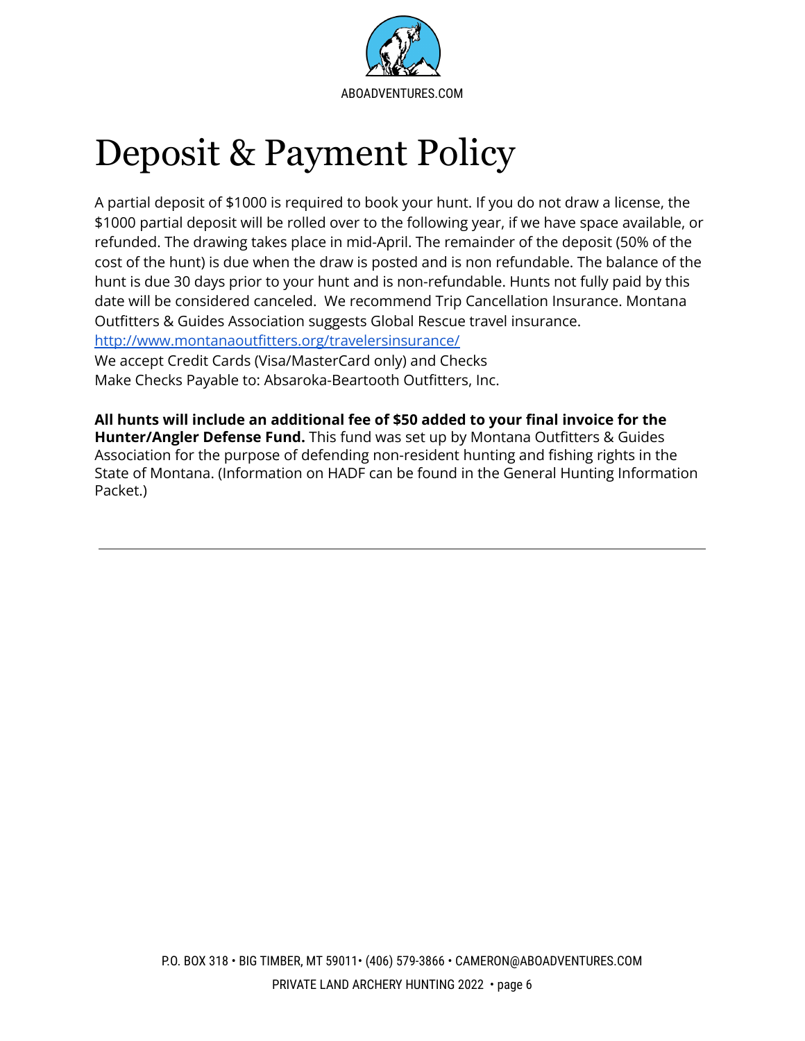# Deposit & Payment Policy

A partial deposit of $1000 is required to book your hunt. If you do not draw a license, the $1000 partial deposit will be rolled over to the following year, if we have space available, or refunded. The drawing takes place in mid-April. The remainder of the deposit (50% of the cost of the hunt) is due when the draw is posted and is non refundable. The balance of the hunt is due 30 days prior to your hunt and is non-refundable. Hunts not fully paid by this date will be considered canceled. We recommend Trip Cancellation Insurance. Montana Outfitters & Guides Association suggests Global Rescue travel insurance.
[http://www.montanaoutfitters.org/travelersinsurance/](http://www.montanaoutfitters.org/travelersinsurance/)
We accept Credit Cards (Visa/MasterCard only) and Checks
Make Checks Payable to: Absaroka-Beartooth Outfitters, Inc.

**All hunts will include an additional fee of $50 added to your final invoice for the Hunter/Angler Defense Fund.** This fund was set up by Montana Outfitters & Guides Association for the purpose of defending non-resident hunting and fishing rights in the State of Montana. (Information on HADF can be found in the General Hunting Information Packet.)

---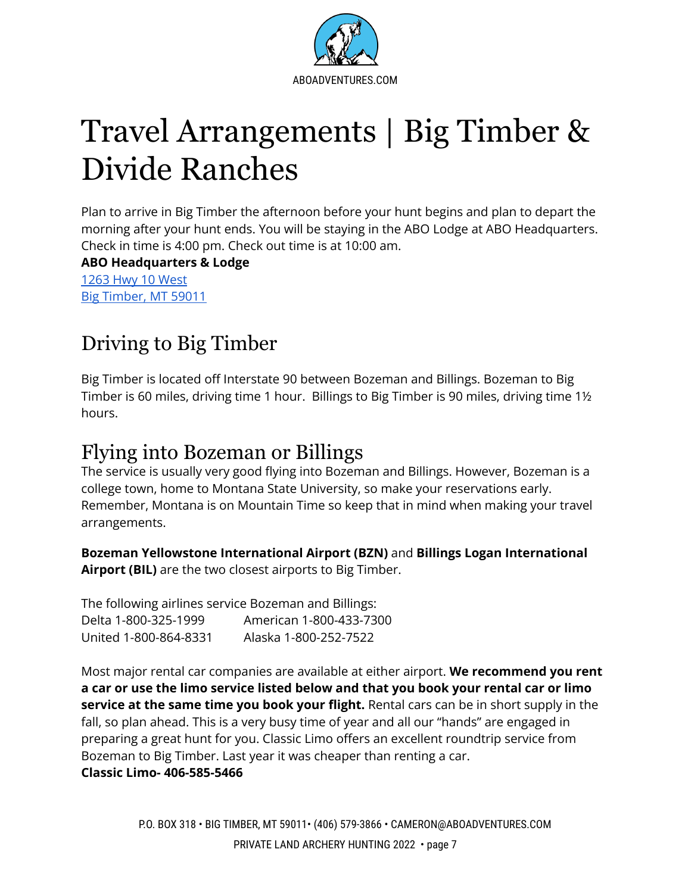# Travel Arrangements | Big Timber & Divide Ranches

Plan to arrive in Big Timber the afternoon before your hunt begins and plan to depart the morning after your hunt ends. You will be staying in the ABO Lodge at ABO Headquarters. Check in time is 4:00 pm. Check out time is at 10:00 am.

**ABO Headquarters & Lodge**
1263 Hwy 10 West
Big Timber, MT 59011

## Driving to Big Timber

Big Timber is located off Interstate 90 between Bozeman and Billings. Bozeman to Big Timber is 60 miles, driving time 1 hour. Billings to Big Timber is 90 miles, driving time 1½ hours.

## Flying into Bozeman or Billings

The service is usually very good flying into Bozeman and Billings. However, Bozeman is a college town, home to Montana State University, so make your reservations early. Remember, Montana is on Mountain Time so keep that in mind when making your travel arrangements.

**Bozeman Yellowstone International Airport (BZN)** and **Billings Logan International Airport (BIL)** are the two closest airports to Big Timber.

The following airlines service Bozeman and Billings:

Delta 1-800-325-1999
American 1-800-433-7300
United 1-800-864-8331
Alaska 1-800-252-7522

Most major rental car companies are available at either airport. **We recommend you rent a car or use the limo service listed below and that you book your rental car or limo service at the same time you book your flight.** Rental cars can be in short supply in the fall, so plan ahead. This is a very busy time of year and all our "hands" are engaged in preparing a great hunt for you. Classic Limo offers an excellent roundtrip service from Bozeman to Big Timber. Last year it was cheaper than renting a car.

**Classic Limo- 406-585-5466**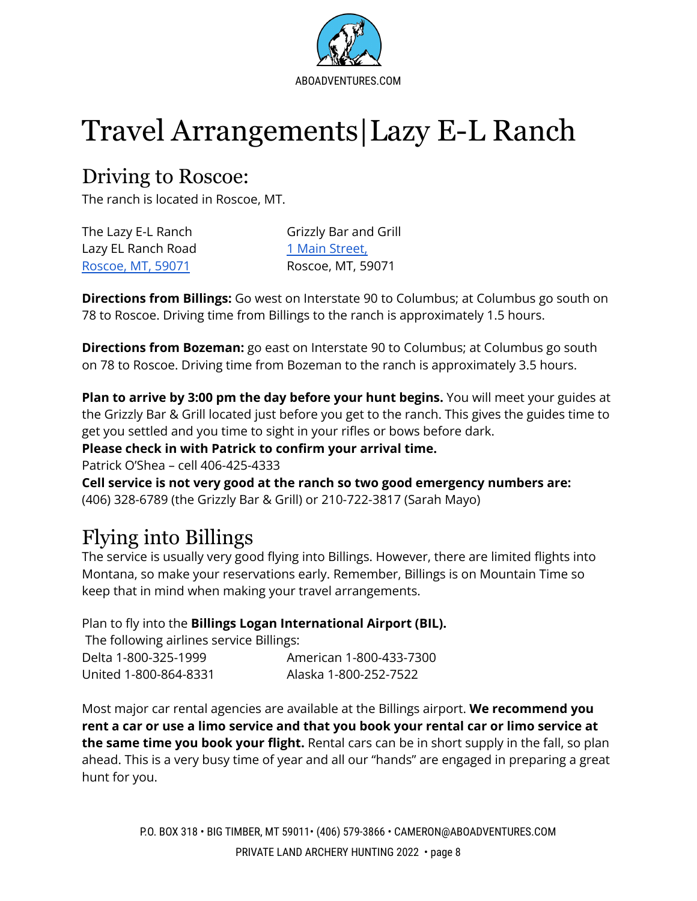# Travel Arrangements|Lazy E-L Ranch

## Driving to Roscoe:

The ranch is located in Roscoe, MT.

The Lazy E-L Ranch
Lazy EL Ranch Road
Roscoe, MT, 59071

Grizzly Bar and Grill
1 Main Street,
Roscoe, MT, 59071

**Directions from Billings:** Go west on Interstate 90 to Columbus; at Columbus go south on 78 to Roscoe. Driving time from Billings to the ranch is approximately 1.5 hours.

**Directions from Bozeman:** go east on Interstate 90 to Columbus; at Columbus go south on 78 to Roscoe. Driving time from Bozeman to the ranch is approximately 3.5 hours.

**Plan to arrive by 3:00 pm the day before your hunt begins.** You will meet your guides at the Grizzly Bar & Grill located just before you get to the ranch. This gives the guides time to get you settled and you time to sight in your rifles or bows before dark.

**Please check in with Patrick to confirm your arrival time.**

Patrick O'Shea – cell 406-425-4333

**Cell service is not very good at the ranch so two good emergency numbers are:**

(406) 328-6789 (the Grizzly Bar & Grill) or 210-722-3817 (Sarah Mayo)

## Flying into Billings

The service is usually very good flying into Billings. However, there are limited flights into Montana, so make your reservations early. Remember, Billings is on Mountain Time so keep that in mind when making your travel arrangements.

Plan to fly into the **Billings Logan International Airport (BIL).**

The following airlines service Billings:

Delta 1-800-325-1999
United 1-800-864-8331
American 1-800-433-7300
Alaska 1-800-252-7522

Most major car rental agencies are available at the Billings airport. **We recommend you rent a car or use a limo service and that you book your rental car or limo service at the same time you book your flight.** Rental cars can be in short supply in the fall, so plan ahead. This is a very busy time of year and all our "hands" are engaged in preparing a great hunt for you.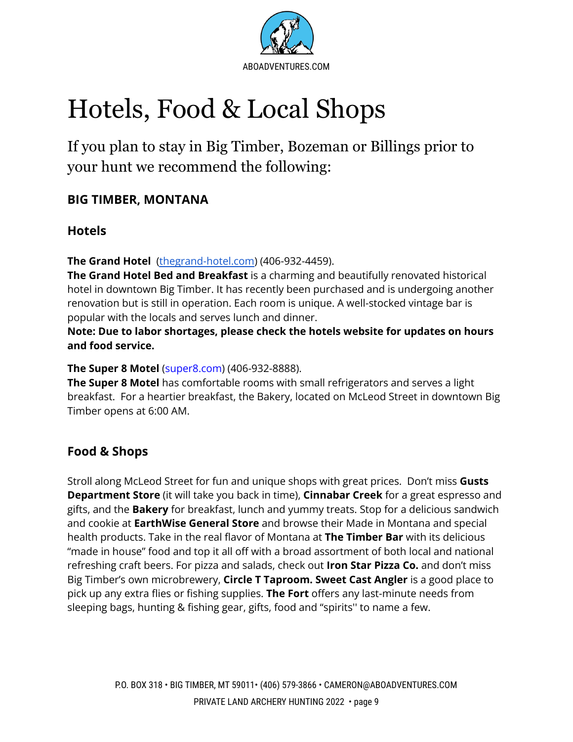# Hotels, Food & Local Shops

If you plan to stay in Big Timber, Bozeman or Billings prior to your hunt we recommend the following:

### BIG TIMBER, MONTANA

### Hotels

**The Grand Hotel** ([thegrand-hotel.com](thegrand-hotel.com)) (406-932-4459).
**The Grand Hotel Bed and Breakfast** is a charming and beautifully renovated historical hotel in downtown Big Timber. It has recently been purchased and is undergoing another renovation but is still in operation. Each room is unique. A well-stocked vintage bar is popular with the locals and serves lunch and dinner.
**Note: Due to labor shortages, please check the hotels website for updates on hours and food service.**

**The Super 8 Motel** (super8.com) (406-932-8888).
**The Super 8 Motel** has comfortable rooms with small refrigerators and serves a light breakfast. For a heartier breakfast, the Bakery, located on McLeod Street in downtown Big Timber opens at 6:00 AM.

### Food & Shops

Stroll along McLeod Street for fun and unique shops with great prices. Don't miss **Gusts Department Store** (it will take you back in time), **Cinnabar Creek** for a great espresso and gifts, and the **Bakery** for breakfast, lunch and yummy treats. Stop for a delicious sandwich and cookie at **EarthWise General Store** and browse their Made in Montana and special health products. Take in the real flavor of Montana at **The Timber Bar** with its delicious "made in house" food and top it all off with a broad assortment of both local and national refreshing craft beers. For pizza and salads, check out **Iron Star Pizza Co.** and don't miss Big Timber's own microbrewery, **Circle T Taproom. Sweet Cast Angler** is a good place to pick up any extra flies or fishing supplies. **The Fort** offers any last-minute needs from sleeping bags, hunting & fishing gear, gifts, food and "spirits'' to name a few.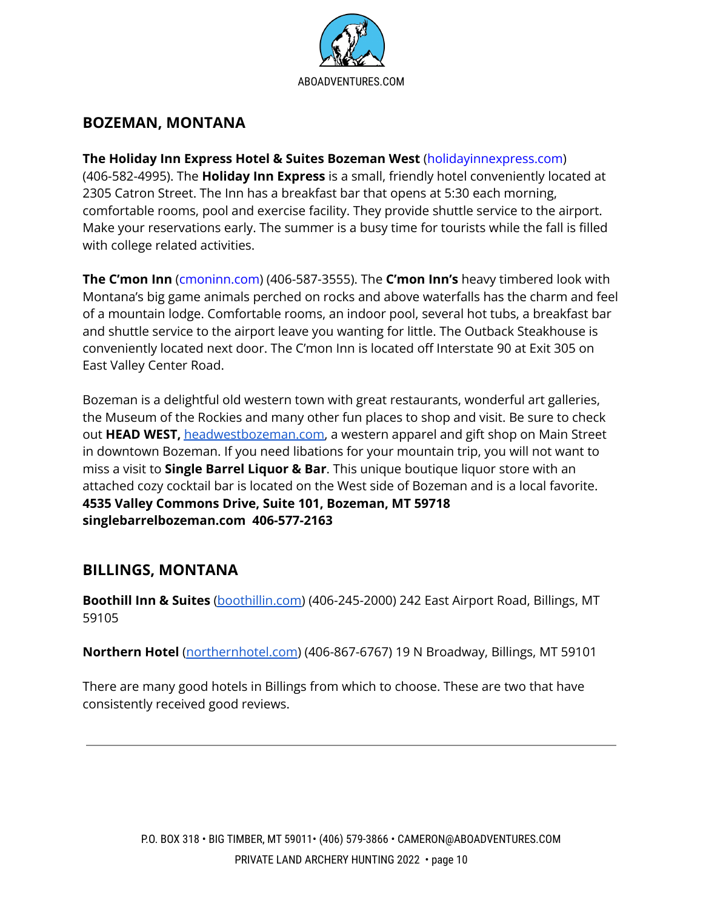## BOZEMAN, MONTANA

**The Holiday Inn Express Hotel & Suites Bozeman West** (holidayinnexpress.com) (406-582-4995). The **Holiday Inn Express** is a small, friendly hotel conveniently located at 2305 Catron Street. The Inn has a breakfast bar that opens at 5:30 each morning, comfortable rooms, pool and exercise facility. They provide shuttle service to the airport. Make your reservations early. The summer is a busy time for tourists while the fall is filled with college related activities.

**The C'mon Inn** (cmoninn.com) (406-587-3555). The **C'mon Inn's** heavy timbered look with Montana's big game animals perched on rocks and above waterfalls has the charm and feel of a mountain lodge. Comfortable rooms, an indoor pool, several hot tubs, a breakfast bar and shuttle service to the airport leave you wanting for little. The Outback Steakhouse is conveniently located next door. The C'mon Inn is located off Interstate 90 at Exit 305 on East Valley Center Road.

Bozeman is a delightful old western town with great restaurants, wonderful art galleries, the Museum of the Rockies and many other fun places to shop and visit. Be sure to check out **HEAD WEST,** headwestbozeman.com, a western apparel and gift shop on Main Street in downtown Bozeman. If you need libations for your mountain trip, you will not want to miss a visit to **Single Barrel Liquor & Bar**. This unique boutique liquor store with an attached cozy cocktail bar is located on the West side of Bozeman and is a local favorite.
**4535 Valley Commons Drive, Suite 101, Bozeman, MT 59718**
**singlebarrelbozeman.com 406-577-2163**

## BILLINGS, MONTANA

**Boothill Inn & Suites** (boothillin.com) (406-245-2000) 242 East Airport Road, Billings, MT 59105

**Northern Hotel** (northernhotel.com) (406-867-6767) 19 N Broadway, Billings, MT 59101

There are many good hotels in Billings from which to choose. These are two that have consistently received good reviews.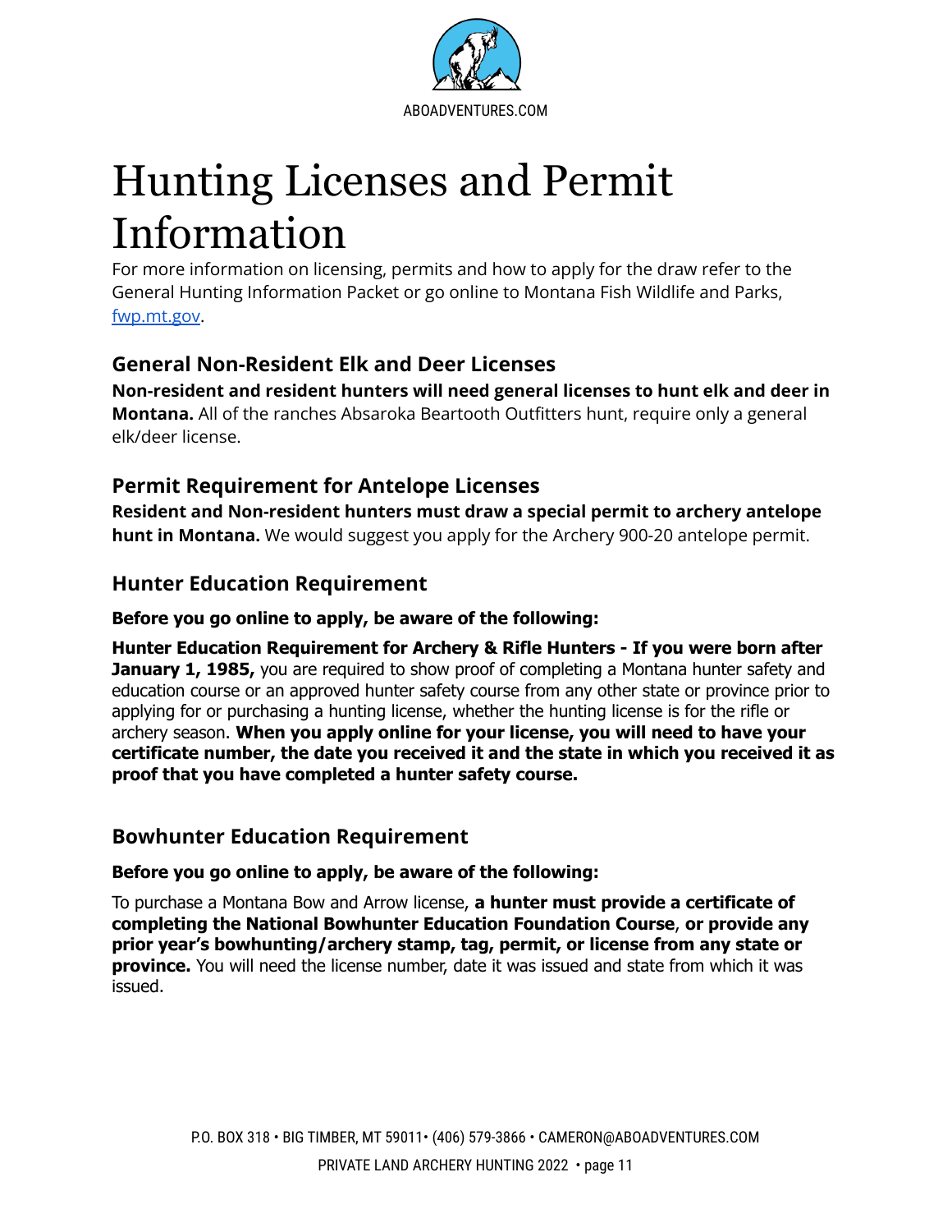# Hunting Licenses and Permit Information

For more information on licensing, permits and how to apply for the draw refer to the General Hunting Information Packet or go online to Montana Fish Wildlife and Parks, [fwp.mt.gov](fwp.mt.gov).

### General Non-Resident Elk and Deer Licenses

**Non-resident and resident hunters will need general licenses to hunt elk and deer in Montana.** All of the ranches Absaroka Beartooth Outfitters hunt, require only a general elk/deer license.

### Permit Requirement for Antelope Licenses

**Resident and Non-resident hunters must draw a special permit to archery antelope hunt in Montana.** We would suggest you apply for the Archery 900-20 antelope permit.

### Hunter Education Requirement

**Before you go online to apply, be aware of the following:**

**Hunter Education Requirement for Archery & Rifle Hunters - If you were born after January 1, 1985,** you are required to show proof of completing a Montana hunter safety and education course or an approved hunter safety course from any other state or province prior to applying for or purchasing a hunting license, whether the hunting license is for the rifle or archery season. **When you apply online for your license, you will need to have your certificate number, the date you received it and the state in which you received it as proof that you have completed a hunter safety course.**

### Bowhunter Education Requirement

**Before you go online to apply, be aware of the following:**

To purchase a Montana Bow and Arrow license, **a hunter must provide a certificate of completing the National Bowhunter Education Foundation Course**, **or provide any prior year's bowhunting/archery stamp, tag, permit, or license from any state or province.** You will need the license number, date it was issued and state from which it was issued.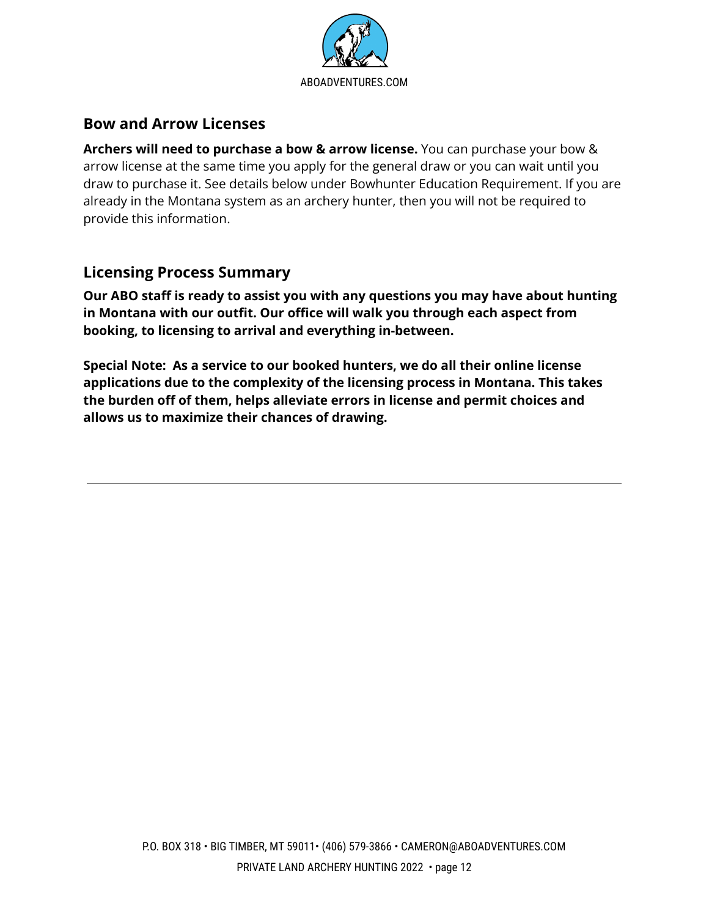## Bow and Arrow Licenses

**Archers will need to purchase a bow & arrow license.** You can purchase your bow & arrow license at the same time you apply for the general draw or you can wait until you draw to purchase it. See details below under Bowhunter Education Requirement. If you are already in the Montana system as an archery hunter, then you will not be required to provide this information.

## Licensing Process Summary

**Our ABO staff is ready to assist you with any questions you may have about hunting in Montana with our outfit. Our office will walk you through each aspect from booking, to licensing to arrival and everything in-between.**

**Special Note: As a service to our booked hunters, we do all their online license applications due to the complexity of the licensing process in Montana. This takes the burden off of them, helps alleviate errors in license and permit choices and allows us to maximize their chances of drawing.**

---